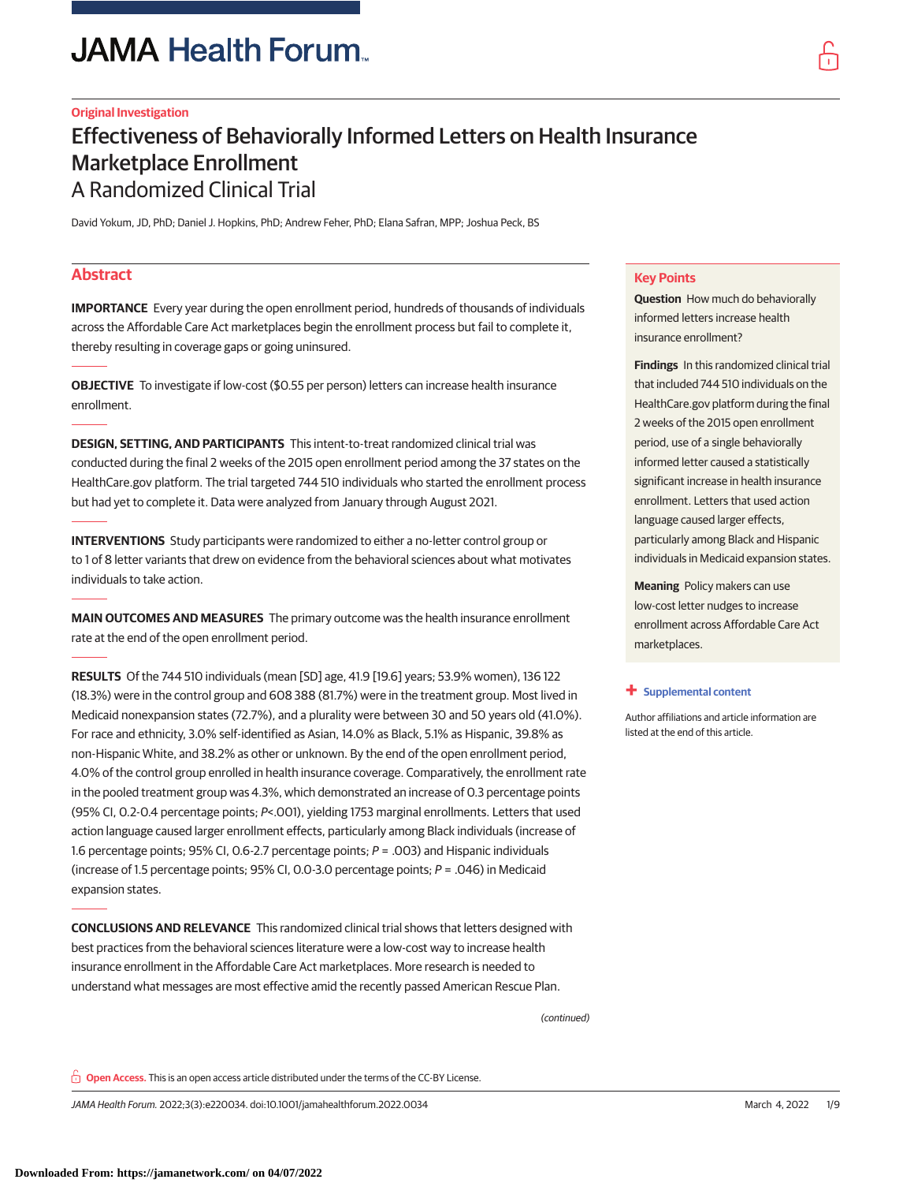Original Investigation

# Effectiveness of Behaviorally Informed Letters on Health Insurance Marketplace Enrollment

## A Randomized Clinical Trial

David Yokum, JD, PhD; Daniel J. Hopkins, PhD; Andrew Feher, PhD; Elana Safran, MPP; Joshua Peck, BS

## Abstract

**IMPORTANCE** Every year during the open enrollment period, hundreds of thousands of individuals across the Affordable Care Act marketplaces begin the enrollment process but fail to complete it, thereby resulting in coverage gaps or going uninsured.

**OBJECTIVE** To investigate if low-cost ($0.55 per person) letters can increase health insurance enrollment.

**DESIGN, SETTING, AND PARTICIPANTS** This intent-to-treat randomized clinical trial was conducted during the final 2 weeks of the 2015 open enrollment period among the 37 states on the HealthCare.gov platform. The trial targeted 744 510 individuals who started the enrollment process but had yet to complete it. Data were analyzed from January through August 2021.

**INTERVENTIONS** Study participants were randomized to either a no-letter control group or to 1 of 8 letter variants that drew on evidence from the behavioral sciences about what motivates individuals to take action.

**MAIN OUTCOMES AND MEASURES** The primary outcome was the health insurance enrollment rate at the end of the open enrollment period.

**RESULTS** Of the 744 510 individuals (mean [SD] age, 41.9 [19.6] years; 53.9% women), 136 122 (18.3%) were in the control group and 608 388 (81.7%) were in the treatment group. Most lived in Medicaid nonexpansion states (72.7%), and a plurality were between 30 and 50 years old (41.0%). For race and ethnicity, 3.0% self-identified as Asian, 14.0% as Black, 5.1% as Hispanic, 39.8% as non-Hispanic White, and 38.2% as other or unknown. By the end of the open enrollment period, 4.0% of the control group enrolled in health insurance coverage. Comparatively, the enrollment rate in the pooled treatment group was 4.3%, which demonstrated an increase of 0.3 percentage points (95% CI, 0.2-0.4 percentage points; $P<.001$), yielding 1753 marginal enrollments. Letters that used action language caused larger enrollment effects, particularly among Black individuals (increase of 1.6 percentage points; 95% CI, 0.6-2.7 percentage points; $P = .003$) and Hispanic individuals (increase of 1.5 percentage points; 95% CI, 0.0-3.0 percentage points; $P = .046$) in Medicaid expansion states.

**CONCLUSIONS AND RELEVANCE** This randomized clinical trial shows that letters designed with best practices from the behavioral sciences literature were a low-cost way to increase health insurance enrollment in the Affordable Care Act marketplaces. More research is needed to understand what messages are most effective amid the recently passed American Rescue Plan.

*(continued)*

## Key Points

**Question** How much do behaviorally informed letters increase health insurance enrollment?

**Findings** In this randomized clinical trial that included 744 510 individuals on the HealthCare.gov platform during the final 2 weeks of the 2015 open enrollment period, use of a single behaviorally informed letter caused a statistically significant increase in health insurance enrollment. Letters that used action language caused larger effects, particularly among Black and Hispanic individuals in Medicaid expansion states.

**Meaning** Policy makers can use low-cost letter nudges to increase enrollment across Affordable Care Act marketplaces.

+ Supplemental content

Author affiliations and article information are listed at the end of this article.

**Open Access.** This is an open access article distributed under the terms of the CC-BY License.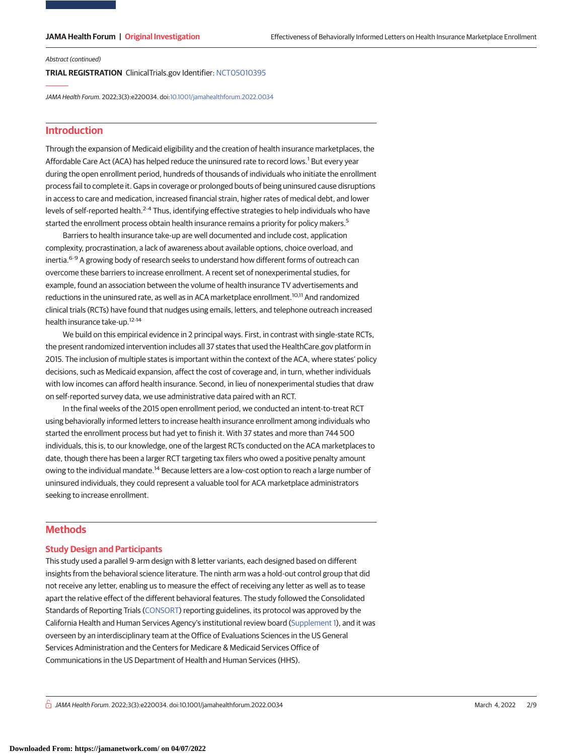Abstract (continued)

**TRIAL REGISTRATION** ClinicalTrials.gov Identifier: NCT05010395

*JAMA Health Forum*. 2022;3(3):e220034. doi:10.1001/jamahealthforum.2022.0034

## Introduction

Through the expansion of Medicaid eligibility and the creation of health insurance marketplaces, the Affordable Care Act (ACA) has helped reduce the uninsured rate to record lows.[1] But every year during the open enrollment period, hundreds of thousands of individuals who initiate the enrollment process fail to complete it. Gaps in coverage or prolonged bouts of being uninsured cause disruptions in access to care and medication, increased financial strain, higher rates of medical debt, and lower levels of self-reported health.[2-4] Thus, identifying effective strategies to help individuals who have started the enrollment process obtain health insurance remains a priority for policy makers.[5]

Barriers to health insurance take-up are well documented and include cost, application complexity, procrastination, a lack of awareness about available options, choice overload, and inertia.[6-9] A growing body of research seeks to understand how different forms of outreach can overcome these barriers to increase enrollment. A recent set of nonexperimental studies, for example, found an association between the volume of health insurance TV advertisements and reductions in the uninsured rate, as well as in ACA marketplace enrollment.[10,11] And randomized clinical trials (RCTs) have found that nudges using emails, letters, and telephone outreach increased health insurance take-up.[12-14]

We build on this empirical evidence in 2 principal ways. First, in contrast with single-state RCTs, the present randomized intervention includes all 37 states that used the HealthCare.gov platform in 2015. The inclusion of multiple states is important within the context of the ACA, where states' policy decisions, such as Medicaid expansion, affect the cost of coverage and, in turn, whether individuals with low incomes can afford health insurance. Second, in lieu of nonexperimental studies that draw on self-reported survey data, we use administrative data paired with an RCT.

In the final weeks of the 2015 open enrollment period, we conducted an intent-to-treat RCT using behaviorally informed letters to increase health insurance enrollment among individuals who started the enrollment process but had yet to finish it. With 37 states and more than 744 500 individuals, this is, to our knowledge, one of the largest RCTs conducted on the ACA marketplaces to date, though there has been a larger RCT targeting tax filers who owed a positive penalty amount owing to the individual mandate.[14] Because letters are a low-cost option to reach a large number of uninsured individuals, they could represent a valuable tool for ACA marketplace administrators seeking to increase enrollment.

## Methods

### Study Design and Participants

This study used a parallel 9-arm design with 8 letter variants, each designed based on different insights from the behavioral science literature. The ninth arm was a hold-out control group that did not receive any letter, enabling us to measure the effect of receiving any letter as well as to tease apart the relative effect of the different behavioral features. The study followed the Consolidated Standards of Reporting Trials (CONSORT) reporting guidelines, its protocol was approved by the California Health and Human Services Agency's institutional review board (Supplement 1), and it was overseen by an interdisciplinary team at the Office of Evaluations Sciences in the US General Services Administration and the Centers for Medicare & Medicaid Services Office of Communications in the US Department of Health and Human Services (HHS).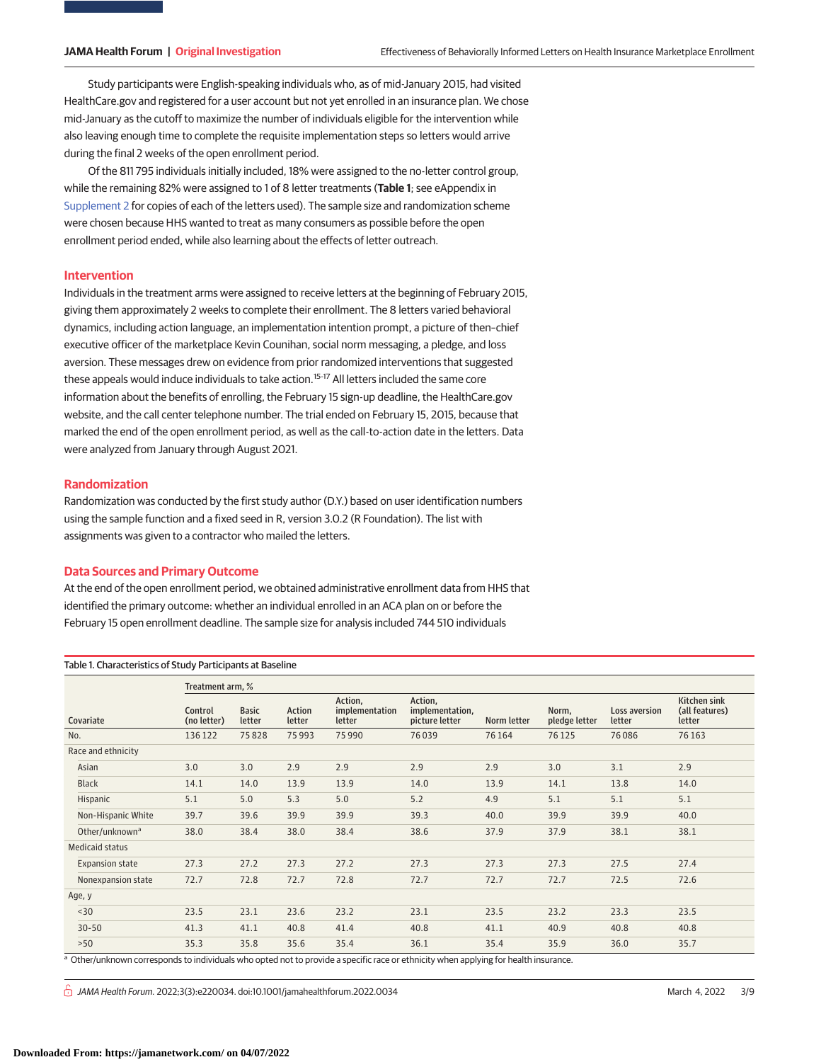Study participants were English-speaking individuals who, as of mid-January 2015, had visited HealthCare.gov and registered for a user account but not yet enrolled in an insurance plan. We chose mid-January as the cutoff to maximize the number of individuals eligible for the intervention while also leaving enough time to complete the requisite implementation steps so letters would arrive during the final 2 weeks of the open enrollment period.

Of the 811 795 individuals initially included, 18% were assigned to the no-letter control group, while the remaining 82% were assigned to 1 of 8 letter treatments (**Table 1**; see eAppendix in Supplement 2 for copies of each of the letters used). The sample size and randomization scheme were chosen because HHS wanted to treat as many consumers as possible before the open enrollment period ended, while also learning about the effects of letter outreach.

## Intervention

Individuals in the treatment arms were assigned to receive letters at the beginning of February 2015, giving them approximately 2 weeks to complete their enrollment. The 8 letters varied behavioral dynamics, including action language, an implementation intention prompt, a picture of then–chief executive officer of the marketplace Kevin Counihan, social norm messaging, a pledge, and loss aversion. These messages drew on evidence from prior randomized interventions that suggested these appeals would induce individuals to take action.[15-17] All letters included the same core information about the benefits of enrolling, the February 15 sign-up deadline, the HealthCare.gov website, and the call center telephone number. The trial ended on February 15, 2015, because that marked the end of the open enrollment period, as well as the call-to-action date in the letters. Data were analyzed from January through August 2021.

## Randomization

Randomization was conducted by the first study author (D.Y.) based on user identification numbers using the sample function and a fixed seed in R, version 3.0.2 (R Foundation). The list with assignments was given to a contractor who mailed the letters.

## Data Sources and Primary Outcome

At the end of the open enrollment period, we obtained administrative enrollment data from HHS that identified the primary outcome: whether an individual enrolled in an ACA plan on or before the February 15 open enrollment deadline. The sample size for analysis included 744 510 individuals

Table 1. Characteristics of Study Participants at Baseline

| Covariate | Treatment arm, % | | | | | | | | |
|---|---|---|---|---|---|---|---|---|---|
| | Control (no letter) | Basic letter | Action letter | Action, implementation letter | Action, implementation, picture letter | Norm letter | Norm, pledge letter | Loss aversion letter | Kitchen sink (all features) letter |
| No. | 136 122 | 75 828 | 75 993 | 75 990 | 76 039 | 76 164 | 76 125 | 76 086 | 76 163 |
| Race and ethnicity | | | | | | | | | |
| Asian | 3.0 | 3.0 | 2.9 | 2.9 | 2.9 | 2.9 | 3.0 | 3.1 | 2.9 |
| Black | 14.1 | 14.0 | 13.9 | 13.9 | 14.0 | 13.9 | 14.1 | 13.8 | 14.0 |
| Hispanic | 5.1 | 5.0 | 5.3 | 5.0 | 5.2 | 4.9 | 5.1 | 5.1 | 5.1 |
| Non-Hispanic White | 39.7 | 39.6 | 39.9 | 39.9 | 39.3 | 40.0 | 39.9 | 39.9 | 40.0 |
| Other/unknown[a] | 38.0 | 38.4 | 38.0 | 38.4 | 38.6 | 37.9 | 37.9 | 38.1 | 38.1 |
| Medicaid status | | | | | | | | | |
| Expansion state | 27.3 | 27.2 | 27.3 | 27.2 | 27.3 | 27.3 | 27.3 | 27.5 | 27.4 |
| Nonexpansion state | 72.7 | 72.8 | 72.7 | 72.8 | 72.7 | 72.7 | 72.7 | 72.5 | 72.6 |
| Age, y | | | | | | | | | |
| <30 | 23.5 | 23.1 | 23.6 | 23.2 | 23.1 | 23.5 | 23.2 | 23.3 | 23.5 |
| 30-50 | 41.3 | 41.1 | 40.8 | 41.4 | 40.8 | 41.1 | 40.9 | 40.8 | 40.8 |
| >50 | 35.3 | 35.8 | 35.6 | 35.4 | 36.1 | 35.4 | 35.9 | 36.0 | 35.7 |

[a] Other/unknown corresponds to individuals who opted not to provide a specific race or ethnicity when applying for health insurance.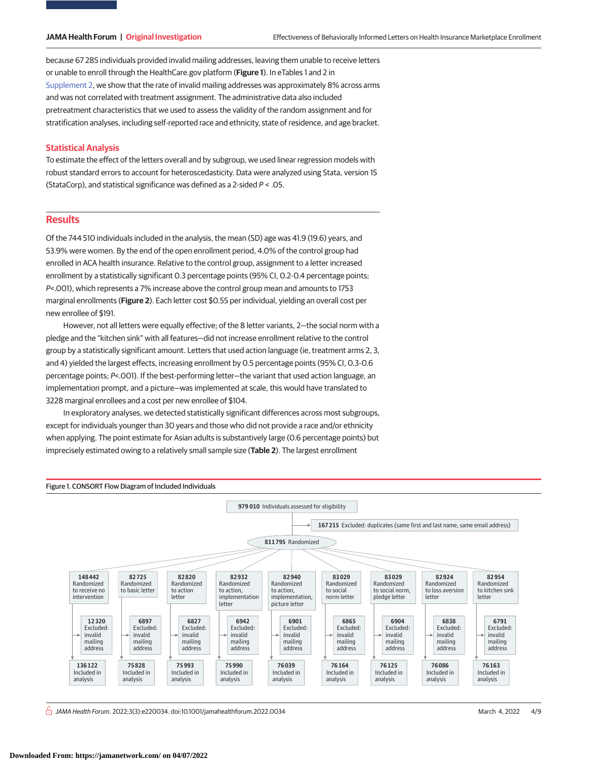because 67 285 individuals provided invalid mailing addresses, leaving them unable to receive letters or unable to enroll through the HealthCare.gov platform (**Figure 1**). In eTables 1 and 2 in Supplement 2, we show that the rate of invalid mailing addresses was approximately 8% across arms and was not correlated with treatment assignment. The administrative data also included pretreatment characteristics that we used to assess the validity of the random assignment and for stratification analyses, including self-reported race and ethnicity, state of residence, and age bracket.

## Statistical Analysis

To estimate the effect of the letters overall and by subgroup, we used linear regression models with robust standard errors to account for heteroscedasticity. Data were analyzed using Stata, version 15 (StataCorp), and statistical significance was defined as a 2-sided $P < .05$.

# Results

Of the 744 510 individuals included in the analysis, the mean (SD) age was 41.9 (19.6) years, and 53.9% were women. By the end of the open enrollment period, 4.0% of the control group had enrolled in ACA health insurance. Relative to the control group, assignment to a letter increased enrollment by a statistically significant 0.3 percentage points (95% CI, 0.2-0.4 percentage points; $P<.001$), which represents a 7% increase above the control group mean and amounts to 1753 marginal enrollments (**Figure 2**). Each letter cost $0.55 per individual, yielding an overall cost per new enrollee of $191.

However, not all letters were equally effective; of the 8 letter variants, 2—the social norm with a pledge and the "kitchen sink" with all features—did not increase enrollment relative to the control group by a statistically significant amount. Letters that used action language (ie, treatment arms 2, 3, and 4) yielded the largest effects, increasing enrollment by 0.5 percentage points (95% CI, 0.3-0.6 percentage points; $P<.001$). If the best-performing letter—the variant that used action language, an implementation prompt, and a picture—was implemented at scale, this would have translated to 3228 marginal enrollees and a cost per new enrollee of $104.

In exploratory analyses, we detected statistically significant differences across most subgroups, except for individuals younger than 30 years and those who did not provide a race and/or ethnicity when applying. The point estimate for Asian adults is substantively large (0.6 percentage points) but imprecisely estimated owing to a relatively small sample size (**Table 2**). The largest enrollment

Figure 1. CONSORT Flow Diagram of Included Individuals

**979 010** Individuals assessed for eligibility

**167 215** Excluded: duplicates (same first and last name, same email address)

**811 795** Randomized

| Randomized | Excluded: invalid mailing address | Included in analysis |
|---|---|---|
| 148 442 Randomized to receive no intervention | 12 320 | 136 122 |
| 82 725 Randomized to basic letter | 6897 | 75 828 |
| 82 820 Randomized to action letter | 6827 | 75 993 |
| 82 932 Randomized to action, implementation letter | 6942 | 75 990 |
| 82 940 Randomized to action, implementation, picture letter | 6901 | 76 039 |
| 83 029 Randomized to social norm letter | 6865 | 76 164 |
| 83 029 Randomized to social norm, pledge letter | 6904 | 76 125 |
| 82 924 Randomized to loss aversion letter | 6838 | 76 086 |
| 82 954 Randomized to kitchen sink letter | 6791 | 76 163 |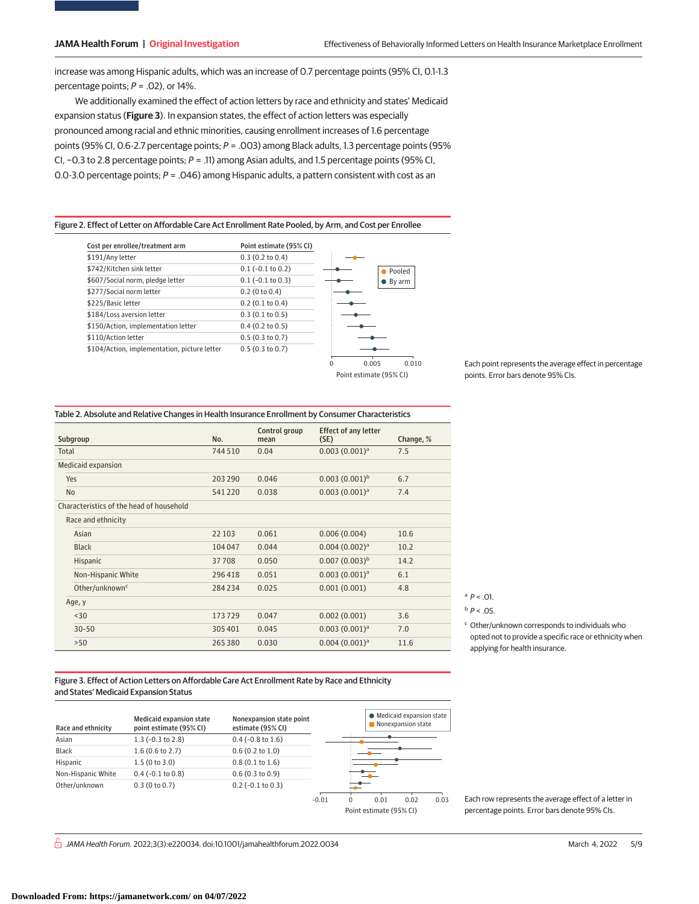increase was among Hispanic adults, which was an increase of 0.7 percentage points (95% CI, 0.1-1.3 percentage points; $P$ = .02), or 14%.

We additionally examined the effect of action letters by race and ethnicity and states' Medicaid expansion status (**Figure 3**). In expansion states, the effect of action letters was especially pronounced among racial and ethnic minorities, causing enrollment increases of 1.6 percentage points (95% CI, 0.6-2.7 percentage points; $P$ = .003) among Black adults, 1.3 percentage points (95% CI, −0.3 to 2.8 percentage points; $P$ = .11) among Asian adults, and 1.5 percentage points (95% CI, 0.0-3.0 percentage points; $P$ = .046) among Hispanic adults, a pattern consistent with cost as an

**Figure 2. Effect of Letter on Affordable Care Act Enrollment Rate Pooled, by Arm, and Cost per Enrollee**

| Cost per enrollee/treatment arm | Point estimate (95% CI) |
|---|---|
| $191/Any letter | 0.3 (0.2 to 0.4) |
| $742/Kitchen sink letter | 0.1 (-0.1 to 0.2) |
| $607/Social norm, pledge letter | 0.1 (-0.1 to 0.3) |
| $277/Social norm letter | 0.2 (0 to 0.4) |
| $225/Basic letter | 0.2 (0.1 to 0.4) |
| $184/Loss aversion letter | 0.3 (0.1 to 0.5) |
| $150/Action, implementation letter | 0.4 (0.2 to 0.5) |
| $110/Action letter | 0.5 (0.3 to 0.7) |
| $104/Action, implementation, picture letter | 0.5 (0.3 to 0.7) |

Each point represents the average effect in percentage points. Error bars denote 95% CIs.

**Table 2. Absolute and Relative Changes in Health Insurance Enrollment by Consumer Characteristics**

| Subgroup | No. | Control group mean | Effect of any letter (SE) | Change, % |
|---|---|---|---|---|
| Total | 744 510 | 0.04 | 0.003 (0.001)[a] | 7.5 |
| Medicaid expansion | | | | |
| Yes | 203 290 | 0.046 | 0.003 (0.001)[b] | 6.7 |
| No | 541 220 | 0.038 | 0.003 (0.001)[a] | 7.4 |
| Characteristics of the head of household | | | | |
| Race and ethnicity | | | | |
| Asian | 22 103 | 0.061 | 0.006 (0.004) | 10.6 |
| Black | 104 047 | 0.044 | 0.004 (0.002)[a] | 10.2 |
| Hispanic | 37 708 | 0.050 | 0.007 (0.003)[b] | 14.2 |
| Non-Hispanic White | 296 418 | 0.051 | 0.003 (0.001)[a] | 6.1 |
| Other/unknown[c] | 284 234 | 0.025 | 0.001 (0.001) | 4.8 |
| Age, y | | | | |
| <30 | 173 729 | 0.047 | 0.002 (0.001) | 3.6 |
| 30-50 | 305 401 | 0.045 | 0.003 (0.001)[a] | 7.0 |
| >50 | 265 380 | 0.030 | 0.004 (0.001)[a] | 11.6 |

[a] $P$ < .01.

[b] $P$ < .05.

[c] Other/unknown corresponds to individuals who opted not to provide a specific race or ethnicity when applying for health insurance.

**Figure 3. Effect of Action Letters on Affordable Care Act Enrollment Rate by Race and Ethnicity and States' Medicaid Expansion Status**

| Race and ethnicity | Medicaid expansion state point estimate (95% CI) | Nonexpansion state point estimate (95% CI) |
|---|---|---|
| Asian | 1.3 (-0.3 to 2.8) | 0.4 (-0.8 to 1.6) |
| Black | 1.6 (0.6 to 2.7) | 0.6 (0.2 to 1.0) |
| Hispanic | 1.5 (0 to 3.0) | 0.8 (0.1 to 1.6) |
| Non-Hispanic White | 0.4 (-0.1 to 0.8) | 0.6 (0.3 to 0.9) |
| Other/unknown | 0.3 (0 to 0.7) | 0.2 (-0.1 to 0.3) |

Each row represents the average effect of a letter in percentage points. Error bars denote 95% CIs.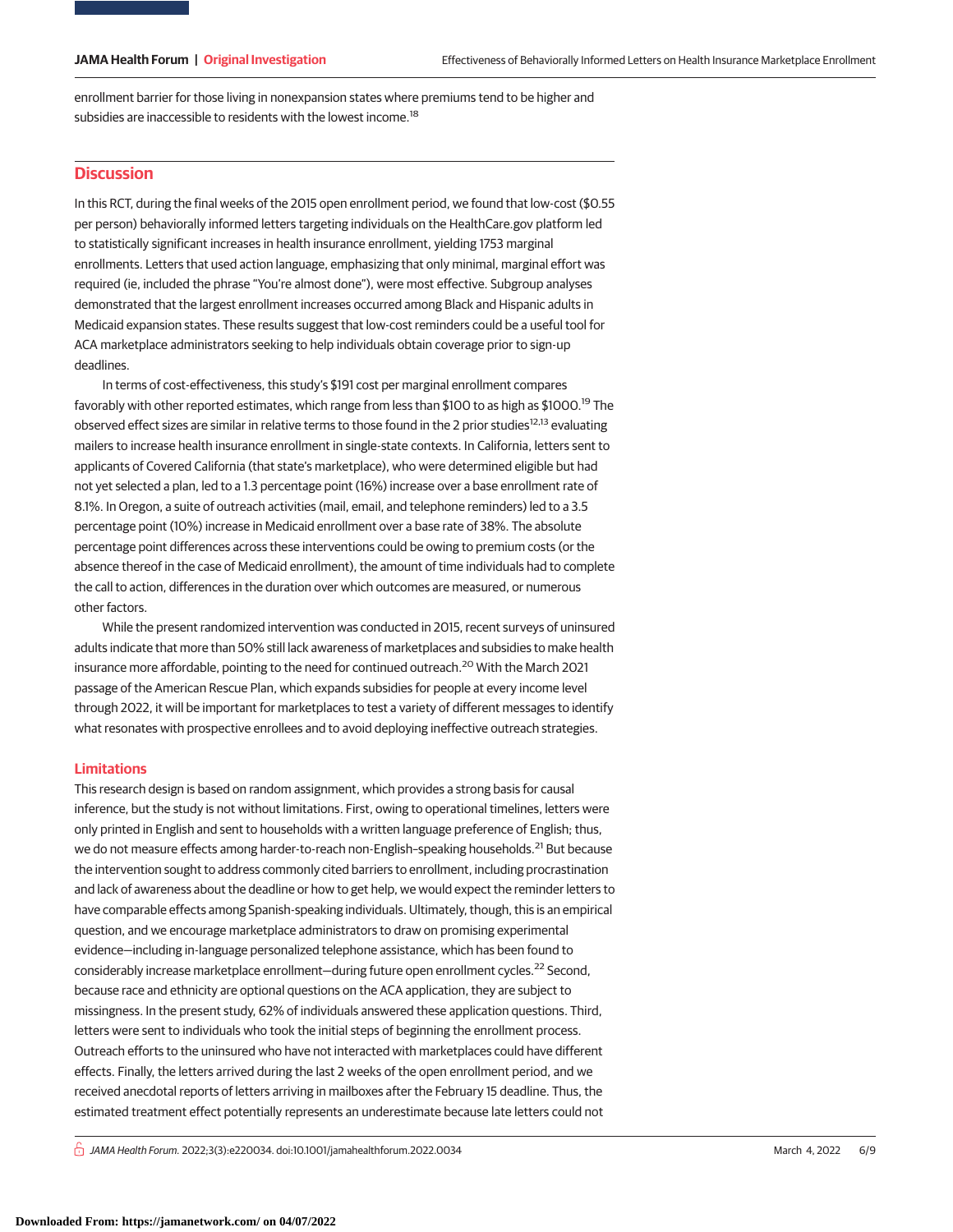enrollment barrier for those living in nonexpansion states where premiums tend to be higher and subsidies are inaccessible to residents with the lowest income.[18]

## Discussion

In this RCT, during the final weeks of the 2015 open enrollment period, we found that low-cost ($0.55 per person) behaviorally informed letters targeting individuals on the HealthCare.gov platform led to statistically significant increases in health insurance enrollment, yielding 1753 marginal enrollments. Letters that used action language, emphasizing that only minimal, marginal effort was required (ie, included the phrase "You're almost done"), were most effective. Subgroup analyses demonstrated that the largest enrollment increases occurred among Black and Hispanic adults in Medicaid expansion states. These results suggest that low-cost reminders could be a useful tool for ACA marketplace administrators seeking to help individuals obtain coverage prior to sign-up deadlines.

In terms of cost-effectiveness, this study's $191 cost per marginal enrollment compares favorably with other reported estimates, which range from less than $100 to as high as $1000.[19] The observed effect sizes are similar in relative terms to those found in the 2 prior studies[12,13] evaluating mailers to increase health insurance enrollment in single-state contexts. In California, letters sent to applicants of Covered California (that state's marketplace), who were determined eligible but had not yet selected a plan, led to a 1.3 percentage point (16%) increase over a base enrollment rate of 8.1%. In Oregon, a suite of outreach activities (mail, email, and telephone reminders) led to a 3.5 percentage point (10%) increase in Medicaid enrollment over a base rate of 38%. The absolute percentage point differences across these interventions could be owing to premium costs (or the absence thereof in the case of Medicaid enrollment), the amount of time individuals had to complete the call to action, differences in the duration over which outcomes are measured, or numerous other factors.

While the present randomized intervention was conducted in 2015, recent surveys of uninsured adults indicate that more than 50% still lack awareness of marketplaces and subsidies to make health insurance more affordable, pointing to the need for continued outreach.[20] With the March 2021 passage of the American Rescue Plan, which expands subsidies for people at every income level through 2022, it will be important for marketplaces to test a variety of different messages to identify what resonates with prospective enrollees and to avoid deploying ineffective outreach strategies.

### Limitations

This research design is based on random assignment, which provides a strong basis for causal inference, but the study is not without limitations. First, owing to operational timelines, letters were only printed in English and sent to households with a written language preference of English; thus, we do not measure effects among harder-to-reach non-English–speaking households.[21] But because the intervention sought to address commonly cited barriers to enrollment, including procrastination and lack of awareness about the deadline or how to get help, we would expect the reminder letters to have comparable effects among Spanish-speaking individuals. Ultimately, though, this is an empirical question, and we encourage marketplace administrators to draw on promising experimental evidence—including in-language personalized telephone assistance, which has been found to considerably increase marketplace enrollment—during future open enrollment cycles.[22] Second, because race and ethnicity are optional questions on the ACA application, they are subject to missingness. In the present study, 62% of individuals answered these application questions. Third, letters were sent to individuals who took the initial steps of beginning the enrollment process. Outreach efforts to the uninsured who have not interacted with marketplaces could have different effects. Finally, the letters arrived during the last 2 weeks of the open enrollment period, and we received anecdotal reports of letters arriving in mailboxes after the February 15 deadline. Thus, the estimated treatment effect potentially represents an underestimate because late letters could not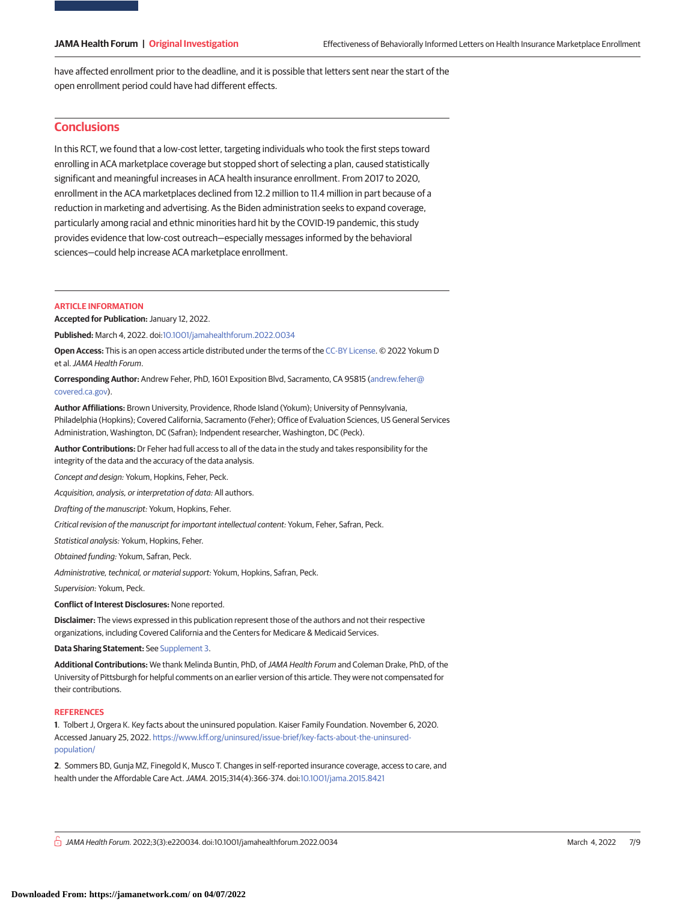have affected enrollment prior to the deadline, and it is possible that letters sent near the start of the open enrollment period could have had different effects.

## Conclusions

In this RCT, we found that a low-cost letter, targeting individuals who took the first steps toward enrolling in ACA marketplace coverage but stopped short of selecting a plan, caused statistically significant and meaningful increases in ACA health insurance enrollment. From 2017 to 2020, enrollment in the ACA marketplaces declined from 12.2 million to 11.4 million in part because of a reduction in marketing and advertising. As the Biden administration seeks to expand coverage, particularly among racial and ethnic minorities hard hit by the COVID-19 pandemic, this study provides evidence that low-cost outreach—especially messages informed by the behavioral sciences—could help increase ACA marketplace enrollment.

### ARTICLE INFORMATION

**Accepted for Publication:** January 12, 2022.

**Published:** March 4, 2022. doi:10.1001/jamahealthforum.2022.0034

**Open Access:** This is an open access article distributed under the terms of the CC-BY License. © 2022 Yokum D et al. *JAMA Health Forum*.

**Corresponding Author:** Andrew Feher, PhD, 1601 Exposition Blvd, Sacramento, CA 95815 (andrew.feher@covered.ca.gov).

**Author Affiliations:** Brown University, Providence, Rhode Island (Yokum); University of Pennsylvania, Philadelphia (Hopkins); Covered California, Sacramento (Feher); Office of Evaluation Sciences, US General Services Administration, Washington, DC (Safran); Indpendent researcher, Washington, DC (Peck).

**Author Contributions:** Dr Feher had full access to all of the data in the study and takes responsibility for the integrity of the data and the accuracy of the data analysis.

*Concept and design:* Yokum, Hopkins, Feher, Peck.

*Acquisition, analysis, or interpretation of data:* All authors.

*Drafting of the manuscript:* Yokum, Hopkins, Feher.

*Critical revision of the manuscript for important intellectual content:* Yokum, Feher, Safran, Peck.

*Statistical analysis:* Yokum, Hopkins, Feher.

*Obtained funding:* Yokum, Safran, Peck.

*Administrative, technical, or material support:* Yokum, Hopkins, Safran, Peck.

*Supervision:* Yokum, Peck.

**Conflict of Interest Disclosures:** None reported.

**Disclaimer:** The views expressed in this publication represent those of the authors and not their respective organizations, including Covered California and the Centers for Medicare & Medicaid Services.

**Data Sharing Statement:** See Supplement 3.

**Additional Contributions:** We thank Melinda Buntin, PhD, of *JAMA Health Forum* and Coleman Drake, PhD, of the University of Pittsburgh for helpful comments on an earlier version of this article. They were not compensated for their contributions.

### REFERENCES

1. Tolbert J, Orgera K. Key facts about the uninsured population. Kaiser Family Foundation. November 6, 2020. Accessed January 25, 2022. https://www.kff.org/uninsured/issue-brief/key-facts-about-the-uninsured-population/

2. Sommers BD, Gunja MZ, Finegold K, Musco T. Changes in self-reported insurance coverage, access to care, and health under the Affordable Care Act. *JAMA*. 2015;314(4):366-374. doi:10.1001/jama.2015.8421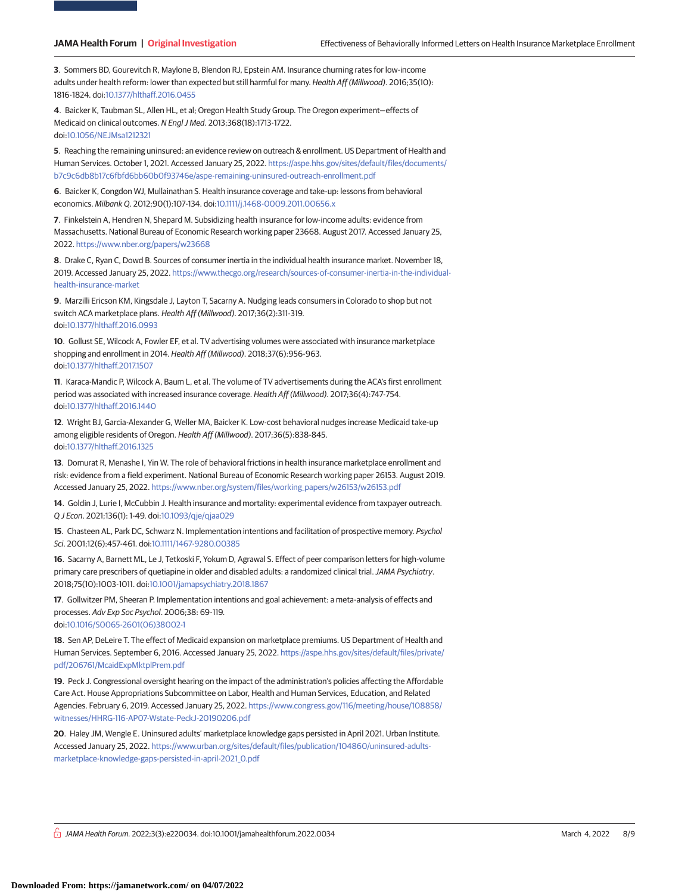3. Sommers BD, Gourevitch R, Maylone B, Blendon RJ, Epstein AM. Insurance churning rates for low-income adults under health reform: lower than expected but still harmful for many. *Health Aff (Millwood)*. 2016;35(10):1816-1824. doi:10.1377/hlthaff.2016.0455

4. Baicker K, Taubman SL, Allen HL, et al; Oregon Health Study Group. The Oregon experiment—effects of Medicaid on clinical outcomes. *N Engl J Med*. 2013;368(18):1713-1722. doi:10.1056/NEJMsa1212321

5. Reaching the remaining uninsured: an evidence review on outreach & enrollment. US Department of Health and Human Services. October 1, 2021. Accessed January 25, 2022. https://aspe.hhs.gov/sites/default/files/documents/b7c9c6db8b17c6fbfd6bb60b0f93746e/aspe-remaining-uninsured-outreach-enrollment.pdf

6. Baicker K, Congdon WJ, Mullainathan S. Health insurance coverage and take-up: lessons from behavioral economics. *Milbank Q*. 2012;90(1):107-134. doi:10.1111/j.1468-0009.2011.00656.x

7. Finkelstein A, Hendren N, Shepard M. Subsidizing health insurance for low-income adults: evidence from Massachusetts. National Bureau of Economic Research working paper 23668. August 2017. Accessed January 25, 2022. https://www.nber.org/papers/w23668

8. Drake C, Ryan C, Dowd B. Sources of consumer inertia in the individual health insurance market. November 18, 2019. Accessed January 25, 2022. https://www.thecgo.org/research/sources-of-consumer-inertia-in-the-individual-health-insurance-market

9. Marzilli Ericson KM, Kingsdale J, Layton T, Sacarny A. Nudging leads consumers in Colorado to shop but not switch ACA marketplace plans. *Health Aff (Millwood)*. 2017;36(2):311-319. doi:10.1377/hlthaff.2016.0993

10. Gollust SE, Wilcock A, Fowler EF, et al. TV advertising volumes were associated with insurance marketplace shopping and enrollment in 2014. *Health Aff (Millwood)*. 2018;37(6):956-963. doi:10.1377/hlthaff.2017.1507

11. Karaca-Mandic P, Wilcock A, Baum L, et al. The volume of TV advertisements during the ACA's first enrollment period was associated with increased insurance coverage. *Health Aff (Millwood)*. 2017;36(4):747-754. doi:10.1377/hlthaff.2016.1440

12. Wright BJ, Garcia-Alexander G, Weller MA, Baicker K. Low-cost behavioral nudges increase Medicaid take-up among eligible residents of Oregon. *Health Aff (Millwood)*. 2017;36(5):838-845. doi:10.1377/hlthaff.2016.1325

13. Domurat R, Menashe I, Yin W. The role of behavioral frictions in health insurance marketplace enrollment and risk: evidence from a field experiment. National Bureau of Economic Research working paper 26153. August 2019. Accessed January 25, 2022. https://www.nber.org/system/files/working_papers/w26153/w26153.pdf

14. Goldin J, Lurie I, McCubbin J. Health insurance and mortality: experimental evidence from taxpayer outreach. *Q J Econ*. 2021;136(1): 1-49. doi:10.1093/qje/qjaa029

15. Chasteen AL, Park DC, Schwarz N. Implementation intentions and facilitation of prospective memory. *Psychol Sci*. 2001;12(6):457-461. doi:10.1111/1467-9280.00385

16. Sacarny A, Barnett ML, Le J, Tetkoski F, Yokum D, Agrawal S. Effect of peer comparison letters for high-volume primary care prescribers of quetiapine in older and disabled adults: a randomized clinical trial. *JAMA Psychiatry*. 2018;75(10):1003-1011. doi:10.1001/jamapsychiatry.2018.1867

17. Gollwitzer PM, Sheeran P. Implementation intentions and goal achievement: a meta-analysis of effects and processes. *Adv Exp Soc Psychol*. 2006;38: 69-119. doi:10.1016/S0065-2601(06)38002-1

18. Sen AP, DeLeire T. The effect of Medicaid expansion on marketplace premiums. US Department of Health and Human Services. September 6, 2016. Accessed January 25, 2022. https://aspe.hhs.gov/sites/default/files/private/pdf/206761/McaidExpMktplPrem.pdf

19. Peck J. Congressional oversight hearing on the impact of the administration's policies affecting the Affordable Care Act. House Appropriations Subcommittee on Labor, Health and Human Services, Education, and Related Agencies. February 6, 2019. Accessed January 25, 2022. https://www.congress.gov/116/meeting/house/108858/witnesses/HHRG-116-AP07-Wstate-PeckJ-20190206.pdf

20. Haley JM, Wengle E. Uninsured adults' marketplace knowledge gaps persisted in April 2021. Urban Institute. Accessed January 25, 2022. https://www.urban.org/sites/default/files/publication/104860/uninsured-adults-marketplace-knowledge-gaps-persisted-in-april-2021_0.pdf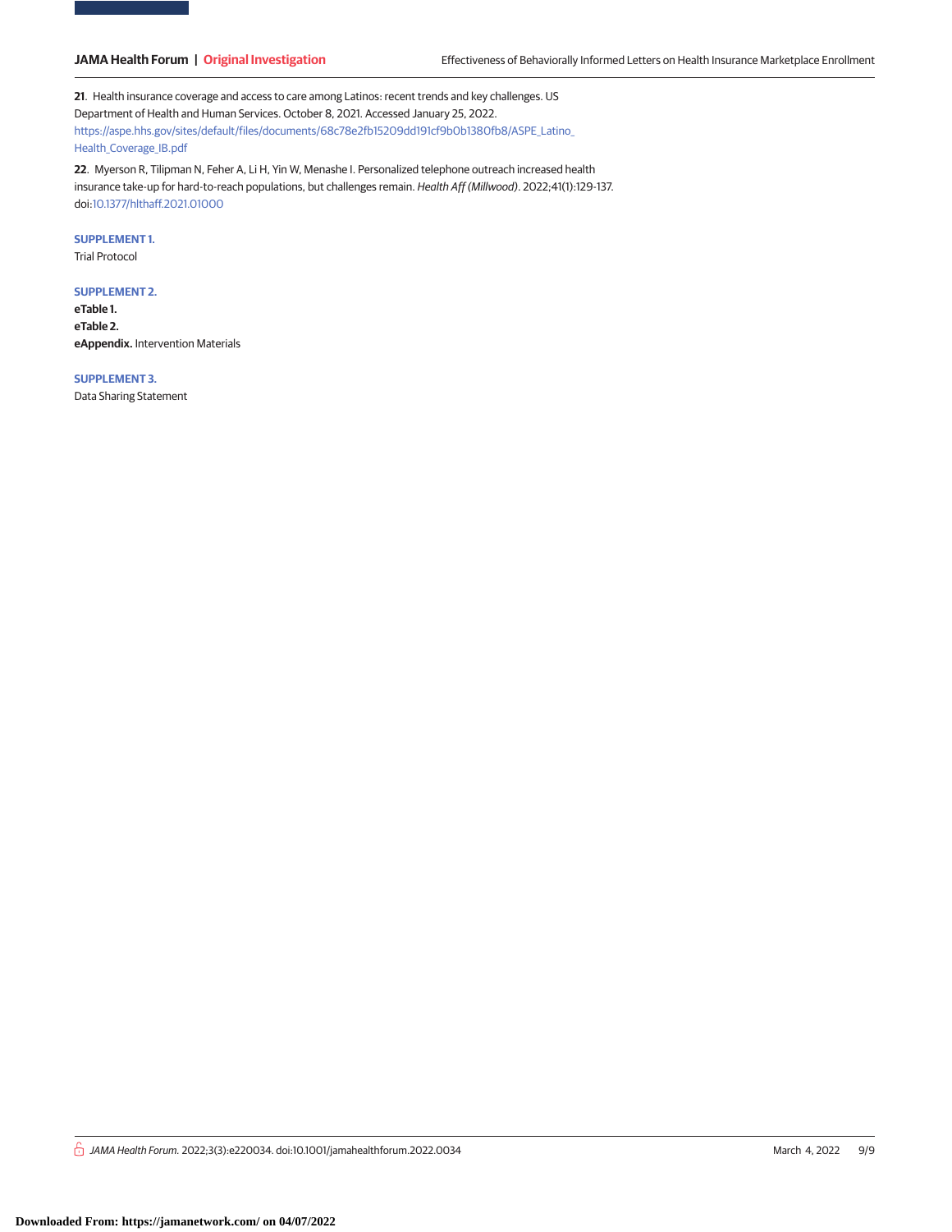21. Health insurance coverage and access to care among Latinos: recent trends and key challenges. US Department of Health and Human Services. October 8, 2021. Accessed January 25, 2022. https://aspe.hhs.gov/sites/default/files/documents/68c78e2fb15209dd191cf9b0b1380fb8/ASPE_Latino_Health_Coverage_IB.pdf

22. Myerson R, Tilipman N, Feher A, Li H, Yin W, Menashe I. Personalized telephone outreach increased health insurance take-up for hard-to-reach populations, but challenges remain. *Health Aff (Millwood)*. 2022;41(1):129-137. doi:10.1377/hlthaff.2021.01000

**SUPPLEMENT 1.**
Trial Protocol

**SUPPLEMENT 2.**
**eTable 1.**
**eTable 2.**
**eAppendix.** Intervention Materials

**SUPPLEMENT 3.**
Data Sharing Statement